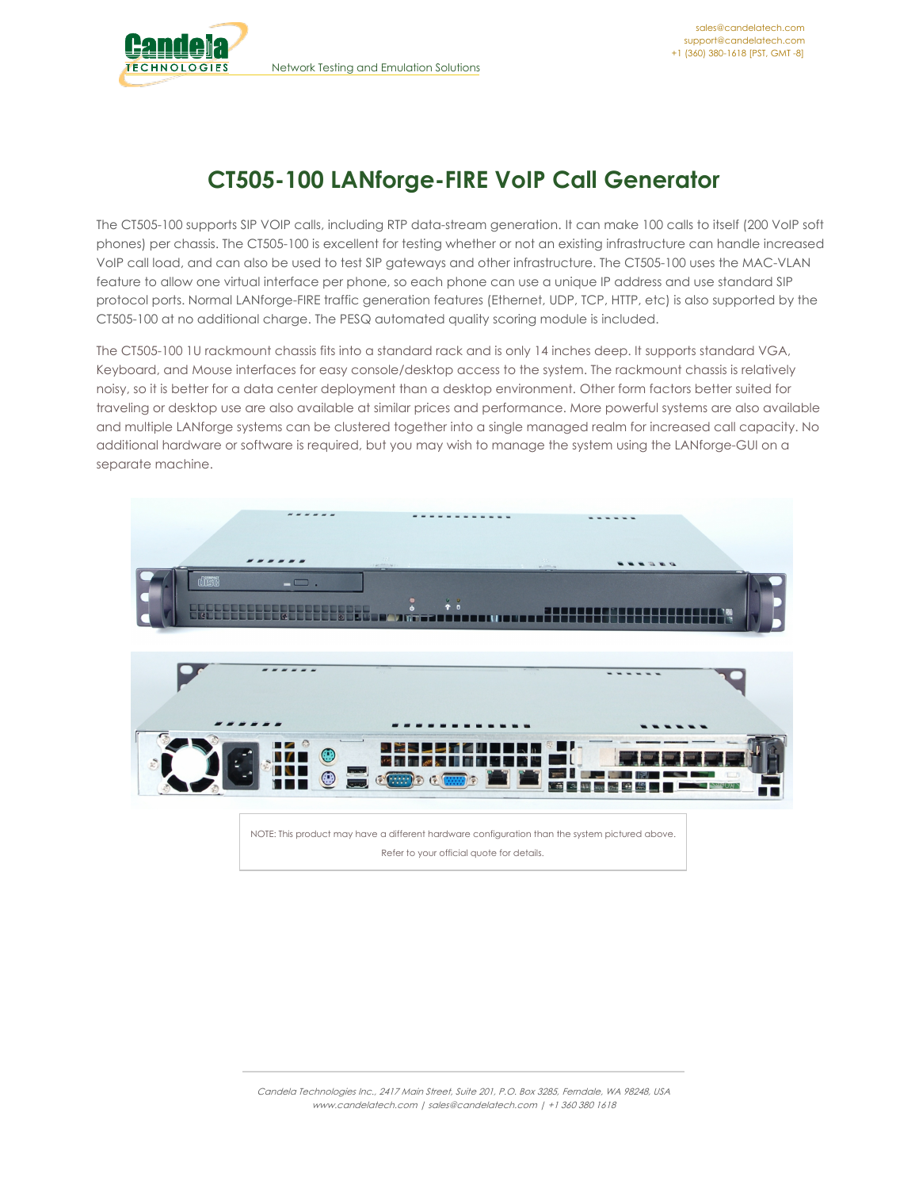# CT505-100 LANforge-FIRE VoIP Call Generator

The CT505-100 supports SIP VOIP calls, including RTP data-stream generation. It can make 100 calls to itself (200 VoIP soft phones) per chassis. The CT505-100 is excellent for testing whether or not an existing infrastructure can handle increased VoIP call load, and can also be used to test SIP gateways and other infrastructure. The CT505-100 uses the MAC-VLAN feature to allow one virtual interface per phone, so each phone can use a unique IP address and use standard SIP protocol ports. Normal LANforge-FIRE traffic generation features (Ethernet, UDP, TCP, HTTP, etc) is also supported by the CT505-100 at no additional charge. The PESQ automated quality scoring module is included.

The CT505-100 1U rackmount chassis fits into a standard rack and is only 14 inches deep. It supports standard VGA, Keyboard, and Mouse interfaces for easy console/desktop access to the system. The rackmount chassis is relatively noisy, so it is better for a data center deployment than a desktop environment. Other form factors better suited for traveling or desktop use are also available at similar prices and performance. More powerful systems are also available and multiple LANforge systems can be clustered together into a single managed realm for increased call capacity. No additional hardware or software is required, but you may wish to manage the system using the LANforge-GUI on a separate machine.

NOTE: This product may have a different hardware configuration than the system pictured above.

Refer to your official quote for details.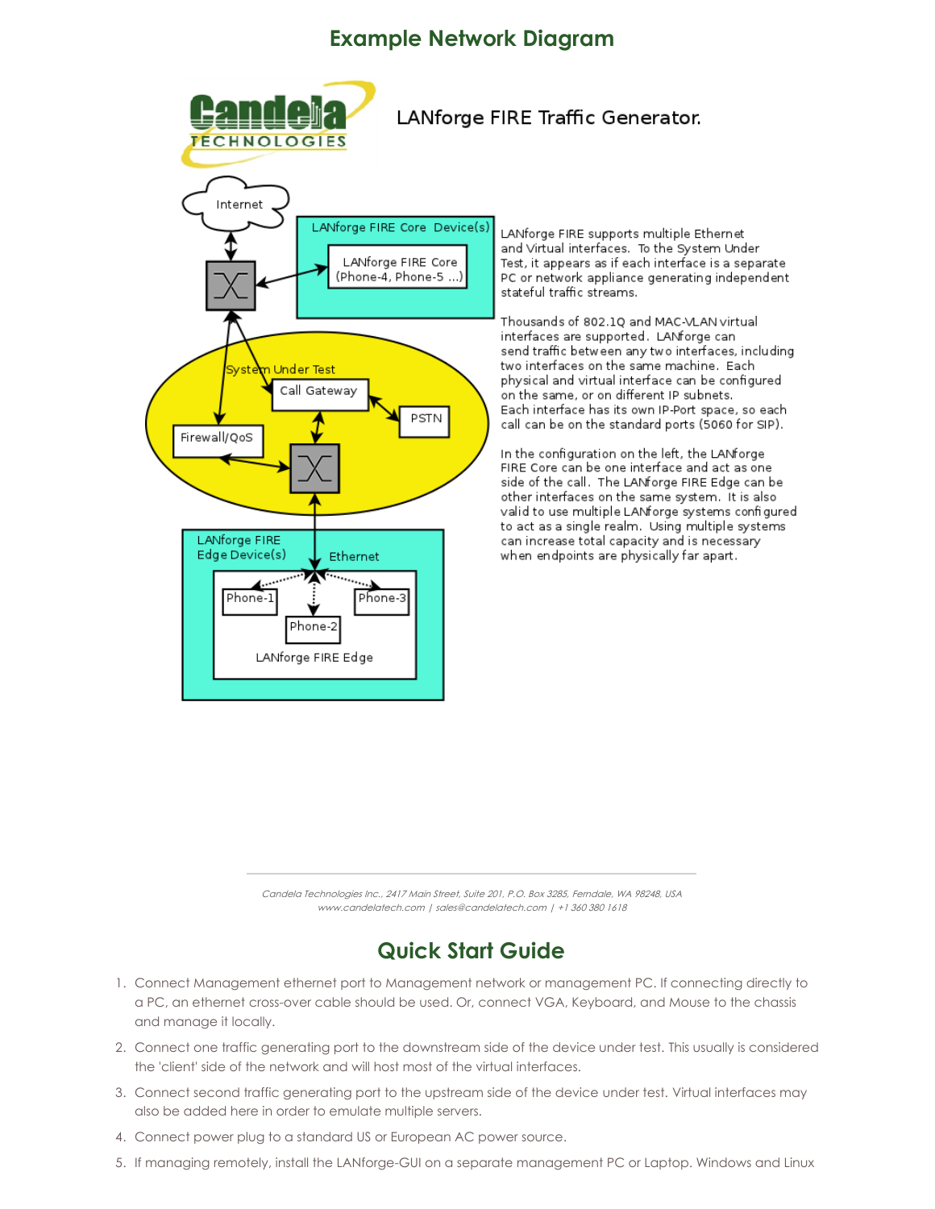## Example Network Diagram

LANforge FIRE Traffic Generator.

LANforge FIRE supports multiple Ethernet and Virtual interfaces. To the System Under Test, it appears as if each interface is a separate PC or network appliance generating independent stateful traffic streams.

Thousands of 802.1Q and MAC-VLAN virtual interfaces are supported. LANforge can send traffic between any two interfaces, including two interfaces on the same machine. Each physical and virtual interface can be configured on the same, or on different IP subnets. Each interface has its own IP-Port space, so each call can be on the standard ports (5060 for SIP).

In the configuration on the left, the LANforge FIRE Core can be one interface and act as one side of the call. The LANforge FIRE Edge can be other interfaces on the same system. It is also valid to use multiple LANforge systems configured to act as a single realm. Using multiple systems can increase total capacity and is necessary when endpoints are physically far apart.

*Candela Technologies Inc., 2417 Main Street, Suite 201, P.O. Box 3285, Ferndale, WA 98248, USA*
*www.candelatech.com | sales@candelatech.com | +1 360 380 1618*

## Quick Start Guide

1. Connect Management ethernet port to Management network or management PC. If connecting directly to a PC, an ethernet cross-over cable should be used. Or, connect VGA, Keyboard, and Mouse to the chassis and manage it locally.
2. Connect one traffic generating port to the downstream side of the device under test. This usually is considered the 'client' side of the network and will host most of the virtual interfaces.
3. Connect second traffic generating port to the upstream side of the device under test. Virtual interfaces may also be added here in order to emulate multiple servers.
4. Connect power plug to a standard US or European AC power source.
5. If managing remotely, install the LANforge-GUI on a separate management PC or Laptop. Windows and Linux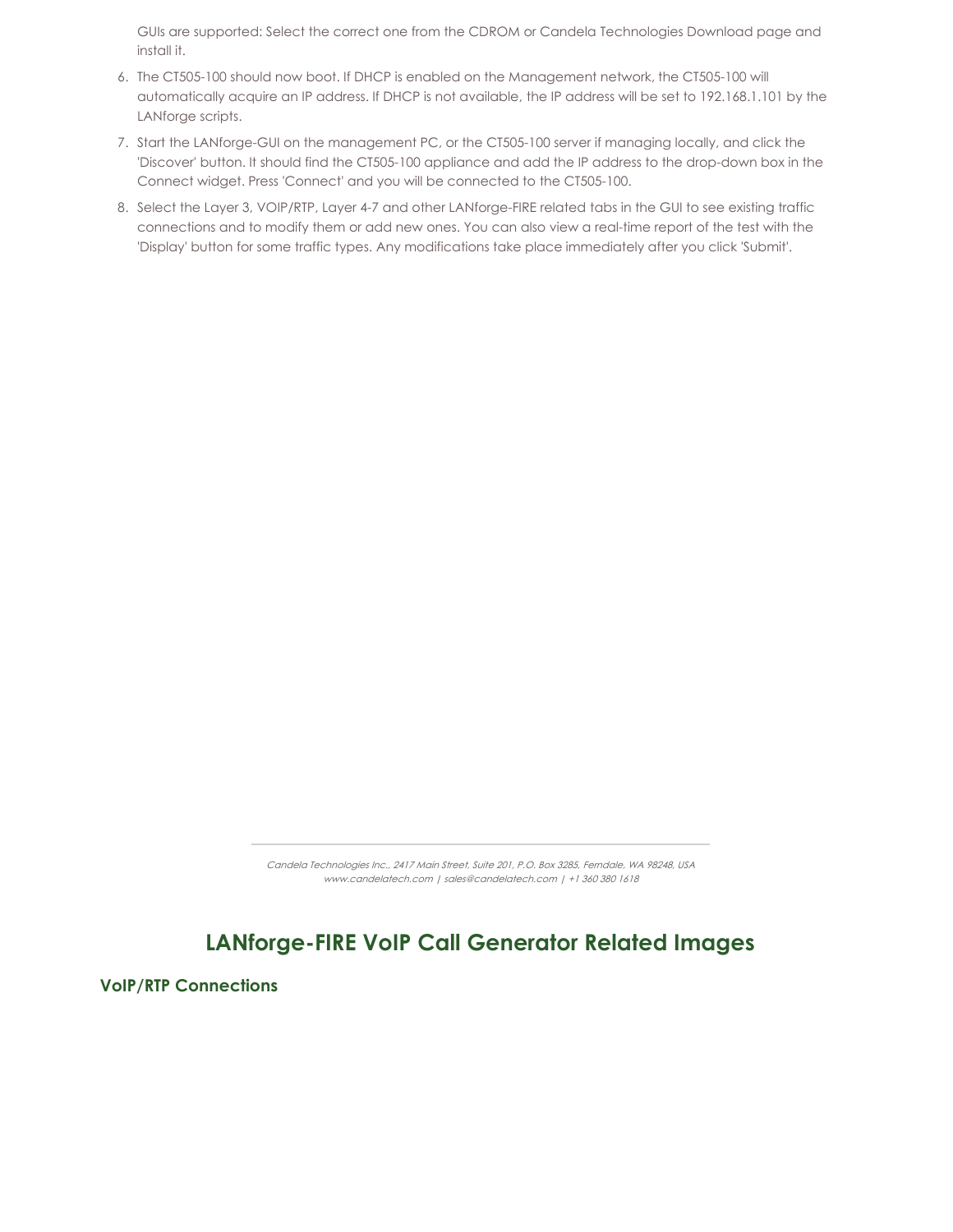GUIs are supported: Select the correct one from the CDROM or Candela Technologies Download page and install it.

6. The CT505-100 should now boot. If DHCP is enabled on the Management network, the CT505-100 will automatically acquire an IP address. If DHCP is not available, the IP address will be set to 192.168.1.101 by the LANforge scripts.
7. Start the LANforge-GUI on the management PC, or the CT505-100 server if managing locally, and click the 'Discover' button. It should find the CT505-100 appliance and add the IP address to the drop-down box in the Connect widget. Press 'Connect' and you will be connected to the CT505-100.
8. Select the Layer 3, VOIP/RTP, Layer 4-7 and other LANforge-FIRE related tabs in the GUI to see existing traffic connections and to modify them or add new ones. You can also view a real-time report of the test with the 'Display' button for some traffic types. Any modifications take place immediately after you click 'Submit'.

## LANforge-FIRE VoIP Call Generator Related Images

### VoIP/RTP Connections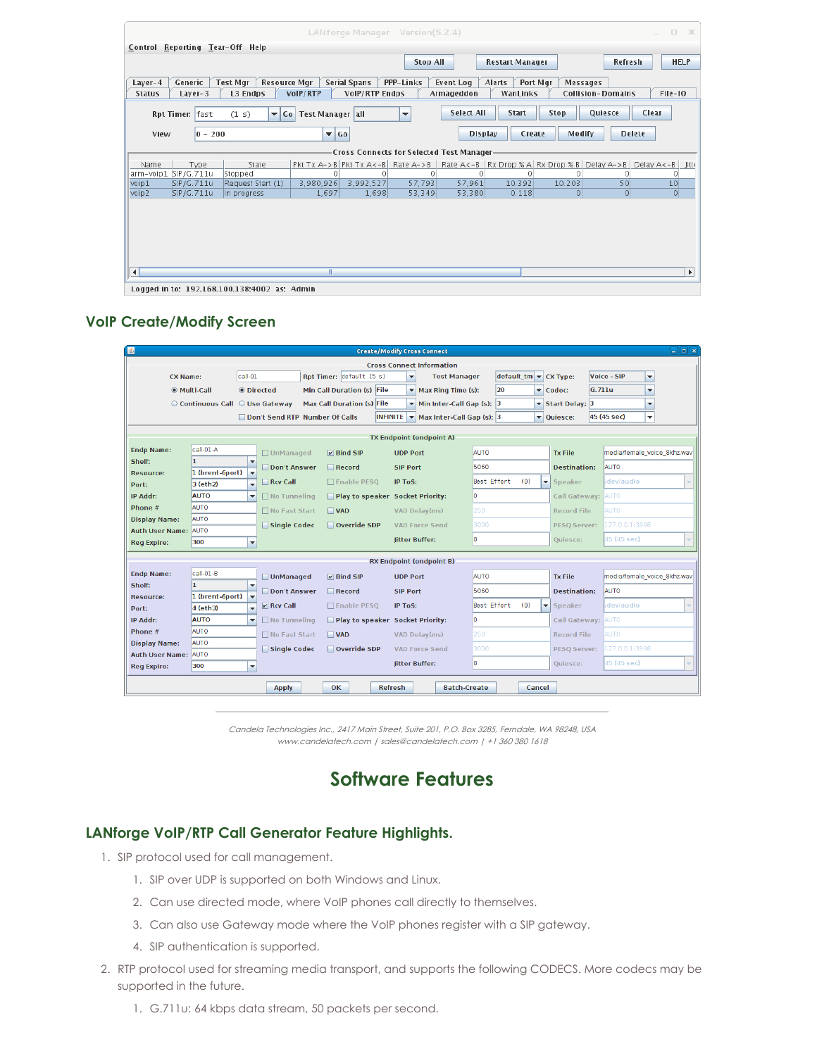## VoIP Create/Modify Screen

Candela Technologies Inc., 2417 Main Street, Suite 201, P.O. Box 3285, Ferndale, WA 98248, USA
www.candelatech.com | sales@candelatech.com | +1 360 380 1618

# Software Features

## LANforge VoIP/RTP Call Generator Feature Highlights.

1. SIP protocol used for call management.
   1. SIP over UDP is supported on both Windows and Linux.
   2. Can use directed mode, where VoIP phones call directly to themselves.
   3. Can also use Gateway mode where the VoIP phones register with a SIP gateway.
   4. SIP authentication is supported.
2. RTP protocol used for streaming media transport, and supports the following CODECS. More codecs may be supported in the future.
   1. G.711u: 64 kbps data stream, 50 packets per second.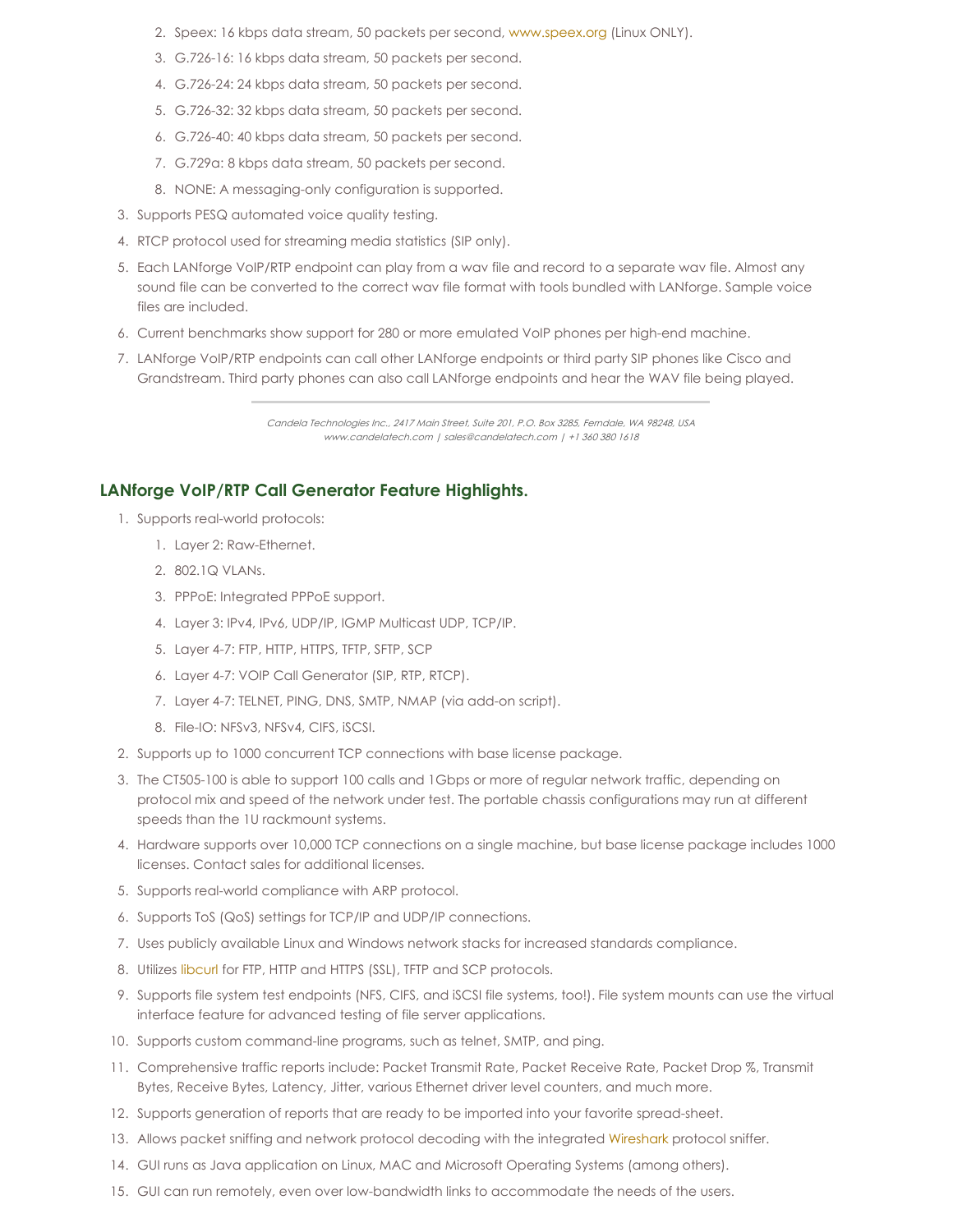2. Speex: 16 kbps data stream, 50 packets per second, www.speex.org (Linux ONLY).
   3. G.726-16: 16 kbps data stream, 50 packets per second.
   4. G.726-24: 24 kbps data stream, 50 packets per second.
   5. G.726-32: 32 kbps data stream, 50 packets per second.
   6. G.726-40: 40 kbps data stream, 50 packets per second.
   7. G.729a: 8 kbps data stream, 50 packets per second.
   8. NONE: A messaging-only configuration is supported.
3. Supports PESQ automated voice quality testing.
4. RTCP protocol used for streaming media statistics (SIP only).
5. Each LANforge VoIP/RTP endpoint can play from a wav file and record to a separate wav file. Almost any sound file can be converted to the correct wav file format with tools bundled with LANforge. Sample voice files are included.
6. Current benchmarks show support for 280 or more emulated VoIP phones per high-end machine.
7. LANforge VoIP/RTP endpoints can call other LANforge endpoints or third party SIP phones like Cisco and Grandstream. Third party phones can also call LANforge endpoints and hear the WAV file being played.

---

*Candela Technologies Inc., 2417 Main Street, Suite 201, P.O. Box 3285, Ferndale, WA 98248, USA*
*www.candelatech.com | sales@candelatech.com | +1 360 380 1618*

## LANforge VoIP/RTP Call Generator Feature Highlights.

1. Supports real-world protocols:
   1. Layer 2: Raw-Ethernet.
   2. 802.1Q VLANs.
   3. PPPoE: Integrated PPPoE support.
   4. Layer 3: IPv4, IPv6, UDP/IP, IGMP Multicast UDP, TCP/IP.
   5. Layer 4-7: FTP, HTTP, HTTPS, TFTP, SFTP, SCP
   6. Layer 4-7: VOIP Call Generator (SIP, RTP, RTCP).
   7. Layer 4-7: TELNET, PING, DNS, SMTP, NMAP (via add-on script).
   8. File-IO: NFSv3, NFSv4, CIFS, iSCSI.
2. Supports up to 1000 concurrent TCP connections with base license package.
3. The CT505-100 is able to support 100 calls and 1Gbps or more of regular network traffic, depending on protocol mix and speed of the network under test. The portable chassis configurations may run at different speeds than the 1U rackmount systems.
4. Hardware supports over 10,000 TCP connections on a single machine, but base license package includes 1000 licenses. Contact sales for additional licenses.
5. Supports real-world compliance with ARP protocol.
6. Supports ToS (QoS) settings for TCP/IP and UDP/IP connections.
7. Uses publicly available Linux and Windows network stacks for increased standards compliance.
8. Utilizes libcurl for FTP, HTTP and HTTPS (SSL), TFTP and SCP protocols.
9. Supports file system test endpoints (NFS, CIFS, and iSCSI file systems, too!). File system mounts can use the virtual interface feature for advanced testing of file server applications.
10. Supports custom command-line programs, such as telnet, SMTP, and ping.
11. Comprehensive traffic reports include: Packet Transmit Rate, Packet Receive Rate, Packet Drop %, Transmit Bytes, Receive Bytes, Latency, Jitter, various Ethernet driver level counters, and much more.
12. Supports generation of reports that are ready to be imported into your favorite spread-sheet.
13. Allows packet sniffing and network protocol decoding with the integrated Wireshark protocol sniffer.
14. GUI runs as Java application on Linux, MAC and Microsoft Operating Systems (among others).
15. GUI can run remotely, even over low-bandwidth links to accommodate the needs of the users.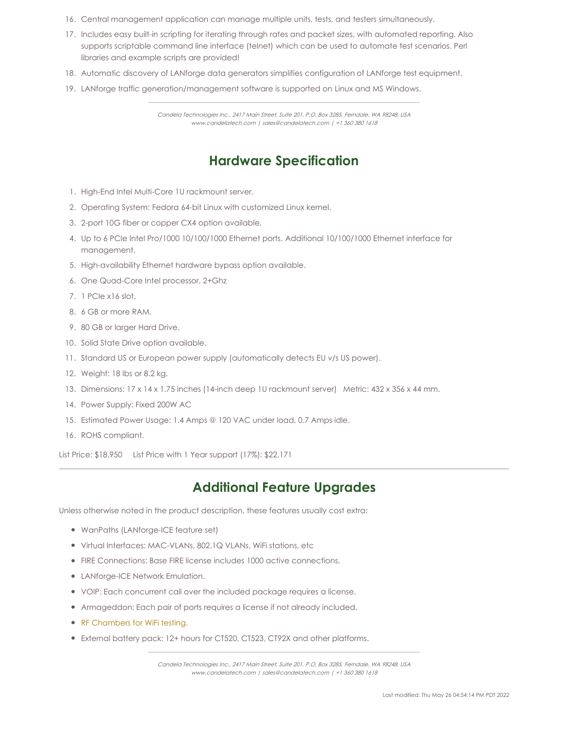16. Central management application can manage multiple units, tests, and testers simultaneously.
17. Includes easy built-in scripting for iterating through rates and packet sizes, with automated reporting. Also supports scriptable command line interface (telnet) which can be used to automate test scenarios. Perl libraries and example scripts are provided!
18. Automatic discovery of LANforge data generators simplifies configuration of LANforge test equipment.
19. LANforge traffic generation/management software is supported on Linux and MS Windows.

## Hardware Specification

1. High-End Intel Multi-Core 1U rackmount server.
2. Operating System: Fedora 64-bit Linux with customized Linux kernel.
3. 2-port 10G fiber or copper CX4 option available.
4. Up to 6 PCIe Intel Pro/1000 10/100/1000 Ethernet ports. Additional 10/100/1000 Ethernet interface for management.
5. High-availability Ethernet hardware bypass option available.
6. One Quad-Core Intel processor, 2+Ghz
7. 1 PCIe x16 slot.
8. 6 GB or more RAM.
9. 80 GB or larger Hard Drive.
10. Solid State Drive option available.
11. Standard US or European power supply (automatically detects EU v/s US power).
12. Weight: 18 lbs or 8.2 kg.
13. Dimensions: 17 x 14 x 1.75 inches (14-inch deep 1U rackmount server)   Metric: 432 x 356 x 44 mm.
14. Power Supply: Fixed 200W AC
15. Estimated Power Usage: 1.4 Amps @ 120 VAC under load, 0.7 Amps idle.
16. ROHS compliant.

List Price: $18,950     List Price with 1 Year support (17%): $22,171

## Additional Feature Upgrades

Unless otherwise noted in the product description, these features usually cost extra:

- WanPaths (LANforge-ICE feature set)
- Virtual Interfaces: MAC-VLANs, 802.1Q VLANs, WiFi stations, etc
- FIRE Connections: Base FIRE license includes 1000 active connections.
- LANforge-ICE Network Emulation.
- VOIP: Each concurrent call over the included package requires a license.
- Armageddon: Each pair of ports requires a license if not already included.
- RF Chambers for WiFi testing.
- External battery pack: 12+ hours for CT520, CT523, CT92X and other platforms.

Last modified: Thu May 26 04:54:14 PM PDT 2022